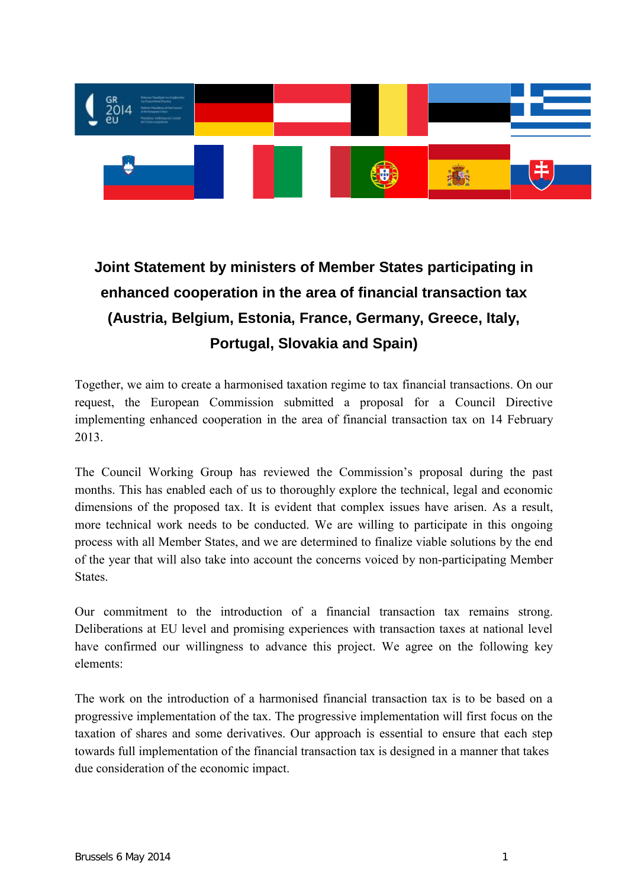**Joint Statement by ministers of Member States participating in enhanced cooperation in the area of financial transaction tax (Austria, Belgium, Estonia, France, Germany, Greece, Italy, Portugal, Slovakia and Spain)**

Together, we aim to create a harmonised taxation regime to tax financial transactions. On our request, the European Commission submitted a proposal for a Council Directive implementing enhanced cooperation in the area of financial transaction tax on 14 February 2013.

The Council Working Group has reviewed the Commission's proposal during the past months. This has enabled each of us to thoroughly explore the technical, legal and economic dimensions of the proposed tax. It is evident that complex issues have arisen. As a result, more technical work needs to be conducted. We are willing to participate in this ongoing process with all Member States, and we are determined to finalize viable solutions by the end of the year that will also take into account the concerns voiced by non-participating Member States.

Our commitment to the introduction of a financial transaction tax remains strong. Deliberations at EU level and promising experiences with transaction taxes at national level have confirmed our willingness to advance this project. We agree on the following key elements:

The work on the introduction of a harmonised financial transaction tax is to be based on a progressive implementation of the tax. The progressive implementation will first focus on the taxation of shares and some derivatives. Our approach is essential to ensure that each step towards full implementation of the financial transaction tax is designed in a manner that takes due consideration of the economic impact.

Brussels 6 May 2014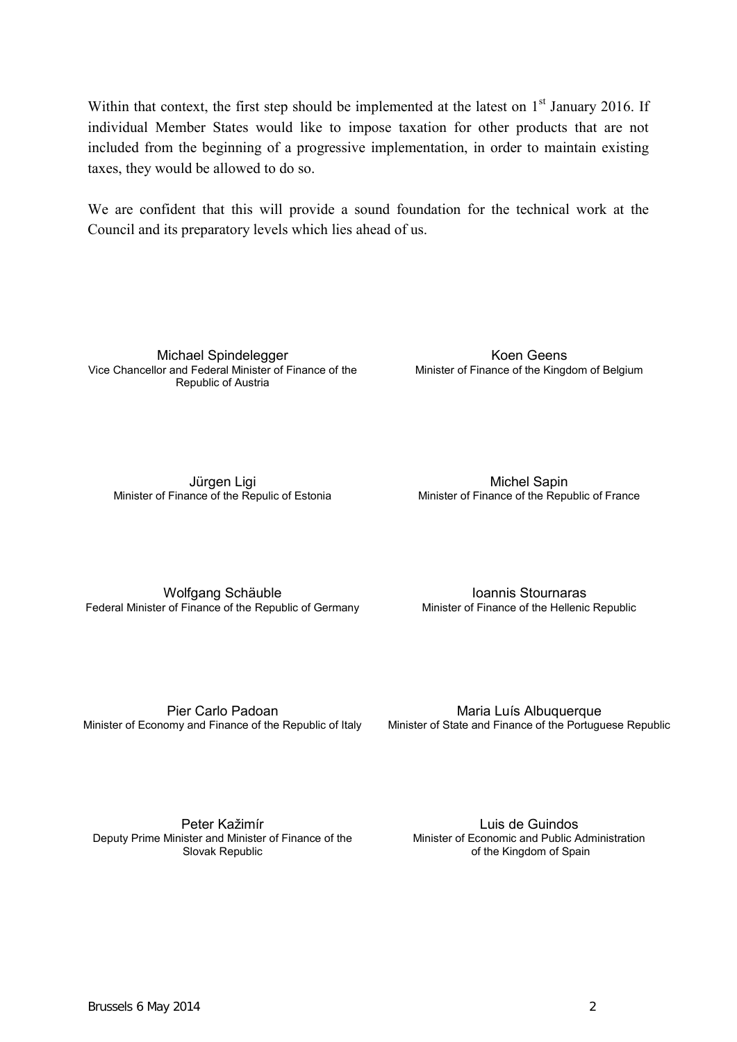Within that context, the first step should be implemented at the latest on 1st January 2016. If individual Member States would like to impose taxation for other products that are not included from the beginning of a progressive implementation, in order to maintain existing taxes, they would be allowed to do so.

We are confident that this will provide a sound foundation for the technical work at the Council and its preparatory levels which lies ahead of us.

Michael Spindelegger
Vice Chancellor and Federal Minister of Finance of the Republic of Austria

Koen Geens
Minister of Finance of the Kingdom of Belgium

Jürgen Ligi
Minister of Finance of the Repulic of Estonia

Michel Sapin
Minister of Finance of the Republic of France

Wolfgang Schäuble
Federal Minister of Finance of the Republic of Germany

Ioannis Stournaras
Minister of Finance of the Hellenic Republic

Pier Carlo Padoan
Minister of Economy and Finance of the Republic of Italy

Maria Luís Albuquerque
Minister of State and Finance of the Portuguese Republic

Peter Kažimír
Deputy Prime Minister and Minister of Finance of the Slovak Republic

Luis de Guindos
Minister of Economic and Public Administration of the Kingdom of Spain

Brussels 6 May 2014